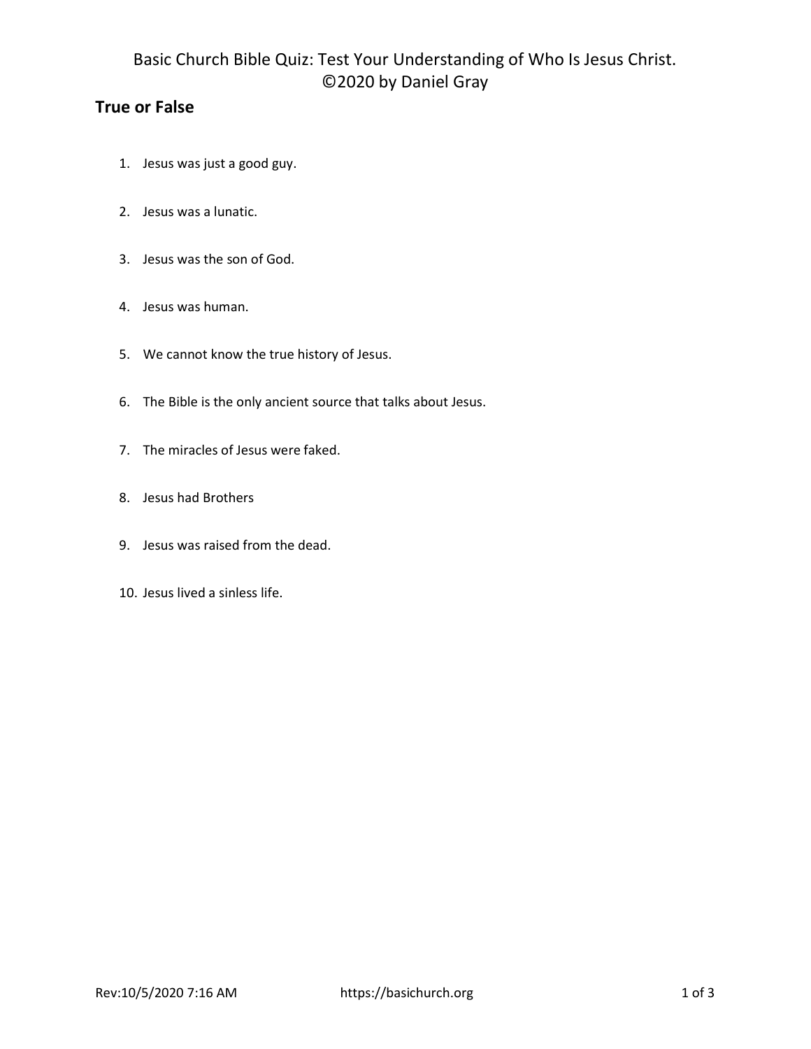# Basic Church Bible Quiz: Test Your Understanding of Who Is Jesus Christ.
©2020 by Daniel Gray

## True or False

1. Jesus was just a good guy.
2. Jesus was a lunatic.
3. Jesus was the son of God.
4. Jesus was human.
5. We cannot know the true history of Jesus.
6. The Bible is the only ancient source that talks about Jesus.
7. The miracles of Jesus were faked.
8. Jesus had Brothers
9. Jesus was raised from the dead.
10. Jesus lived a sinless life.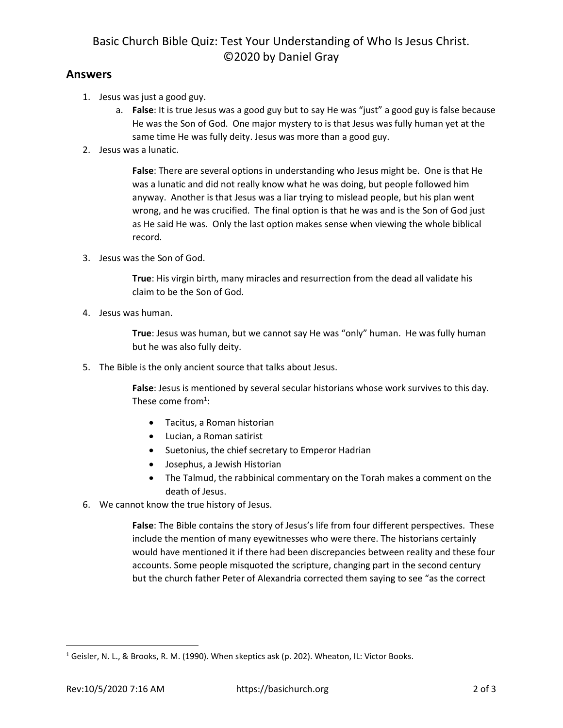# Basic Church Bible Quiz: Test Your Understanding of Who Is Jesus Christ. ©2020 by Daniel Gray

## Answers

1. Jesus was just a good guy.
   a. **False**: It is true Jesus was a good guy but to say He was "just" a good guy is false because He was the Son of God. One major mystery to is that Jesus was fully human yet at the same time He was fully deity. Jesus was more than a good guy.
2. Jesus was a lunatic.

   **False**: There are several options in understanding who Jesus might be. One is that He was a lunatic and did not really know what he was doing, but people followed him anyway. Another is that Jesus was a liar trying to mislead people, but his plan went wrong, and he was crucified. The final option is that he was and is the Son of God just as He said He was. Only the last option makes sense when viewing the whole biblical record.

3. Jesus was the Son of God.

   **True**: His virgin birth, many miracles and resurrection from the dead all validate his claim to be the Son of God.

4. Jesus was human.

   **True**: Jesus was human, but we cannot say He was "only" human. He was fully human but he was also fully deity.

5. The Bible is the only ancient source that talks about Jesus.

   **False**: Jesus is mentioned by several secular historians whose work survives to this day. These come from[1]:

   - Tacitus, a Roman historian
   - Lucian, a Roman satirist
   - Suetonius, the chief secretary to Emperor Hadrian
   - Josephus, a Jewish Historian
   - The Talmud, the rabbinical commentary on the Torah makes a comment on the death of Jesus.
6. We cannot know the true history of Jesus.

   **False**: The Bible contains the story of Jesus's life from four different perspectives. These include the mention of many eyewitnesses who were there. The historians certainly would have mentioned it if there had been discrepancies between reality and these four accounts. Some people misquoted the scripture, changing part in the second century but the church father Peter of Alexandria corrected them saying to see "as the correct

---

[1] Geisler, N. L., & Brooks, R. M. (1990). When skeptics ask (p. 202). Wheaton, IL: Victor Books.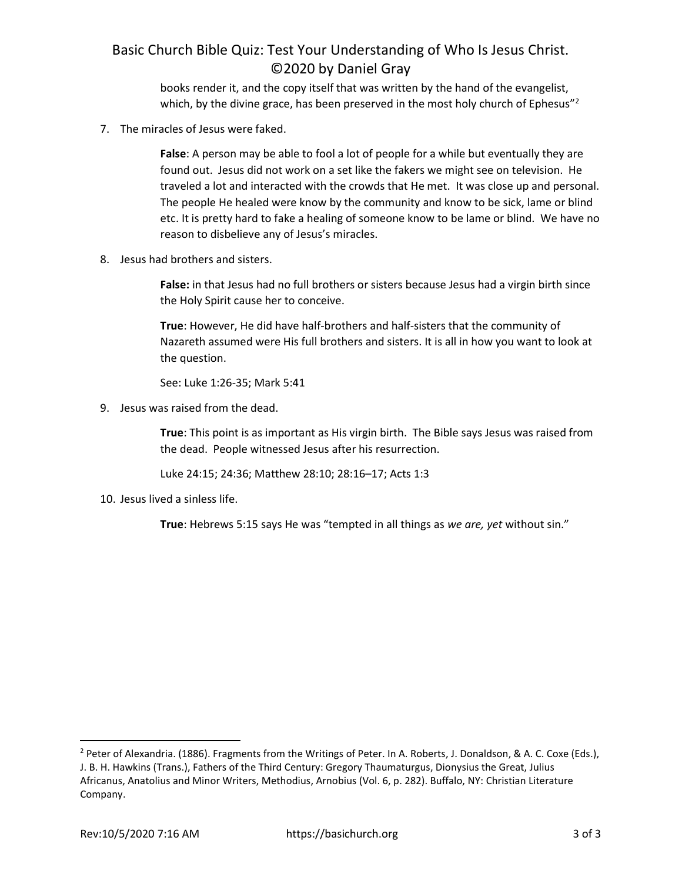books render it, and the copy itself that was written by the hand of the evangelist, which, by the divine grace, has been preserved in the most holy church of Ephesus"[2]

7. The miracles of Jesus were faked.

    **False**: A person may be able to fool a lot of people for a while but eventually they are found out. Jesus did not work on a set like the fakers we might see on television. He traveled a lot and interacted with the crowds that He met. It was close up and personal. The people He healed were know by the community and know to be sick, lame or blind etc. It is pretty hard to fake a healing of someone know to be lame or blind. We have no reason to disbelieve any of Jesus's miracles.

8. Jesus had brothers and sisters.

    **False:** in that Jesus had no full brothers or sisters because Jesus had a virgin birth since the Holy Spirit cause her to conceive.

    **True**: However, He did have half-brothers and half-sisters that the community of Nazareth assumed were His full brothers and sisters. It is all in how you want to look at the question.

    See: Luke 1:26-35; Mark 5:41

9. Jesus was raised from the dead.

    **True**: This point is as important as His virgin birth. The Bible says Jesus was raised from the dead. People witnessed Jesus after his resurrection.

    Luke 24:15; 24:36; Matthew 28:10; 28:16–17; Acts 1:3

10. Jesus lived a sinless life.

    **True**: Hebrews 5:15 says He was "tempted in all things as *we are, yet* without sin."

---

[2] Peter of Alexandria. (1886). Fragments from the Writings of Peter. In A. Roberts, J. Donaldson, & A. C. Coxe (Eds.), J. B. H. Hawkins (Trans.), Fathers of the Third Century: Gregory Thaumaturgus, Dionysius the Great, Julius Africanus, Anatolius and Minor Writers, Methodius, Arnobius (Vol. 6, p. 282). Buffalo, NY: Christian Literature Company.